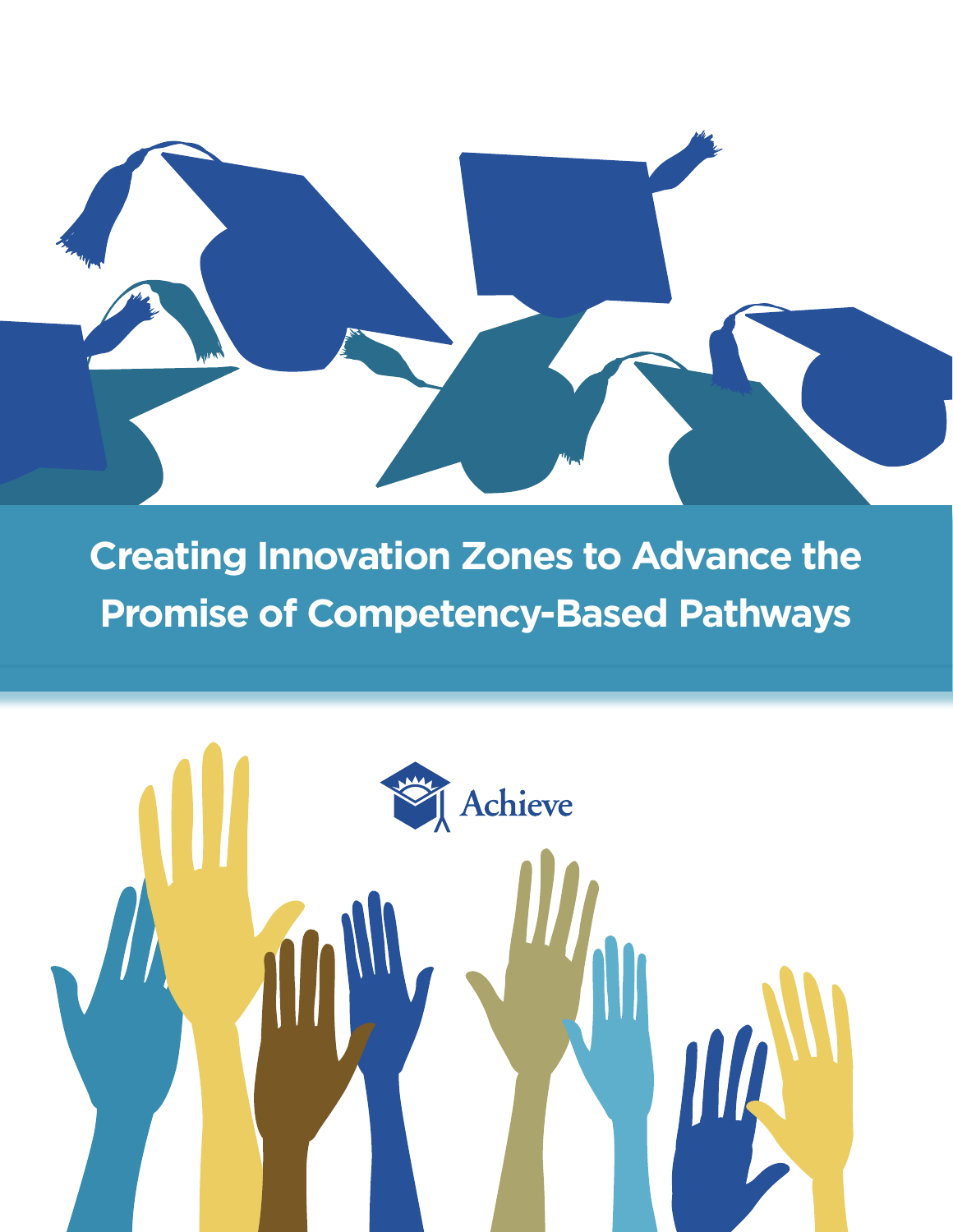# Creating Innovation Zones to Advance the Promise of Competency-Based Pathways

Achieve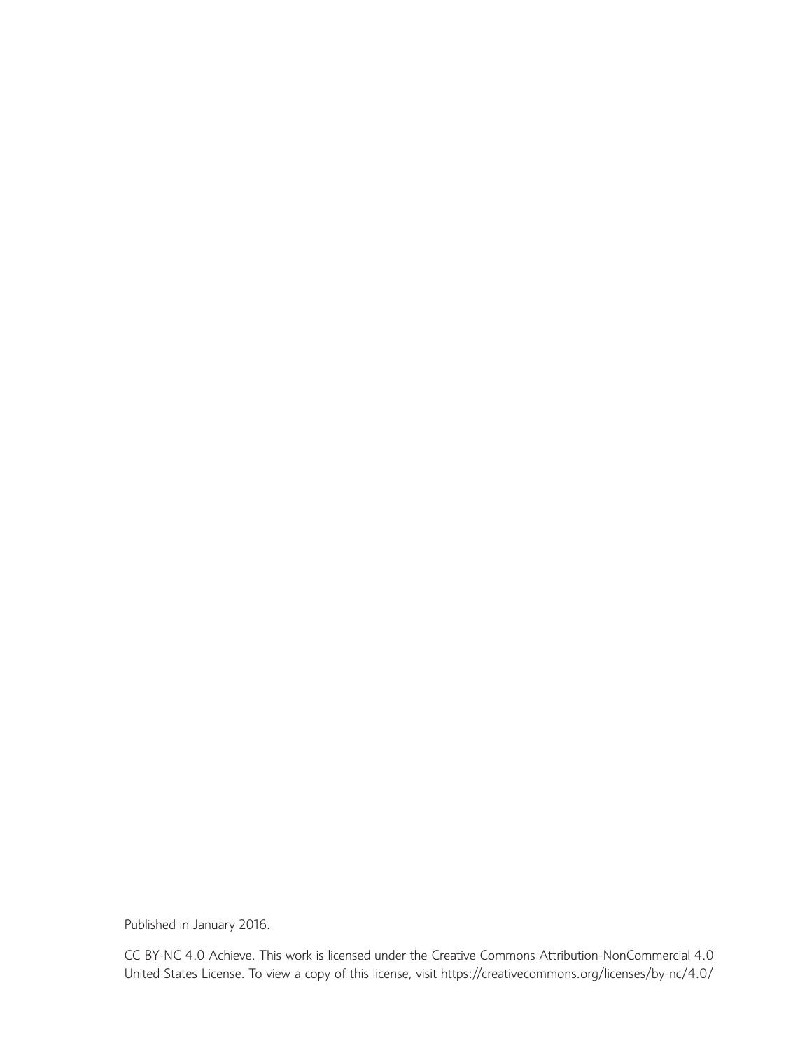Published in January 2016.

CC BY-NC 4.0 Achieve. This work is licensed under the Creative Commons Attribution-NonCommercial 4.0 United States License. To view a copy of this license, visit https://creativecommons.org/licenses/by-nc/4.0/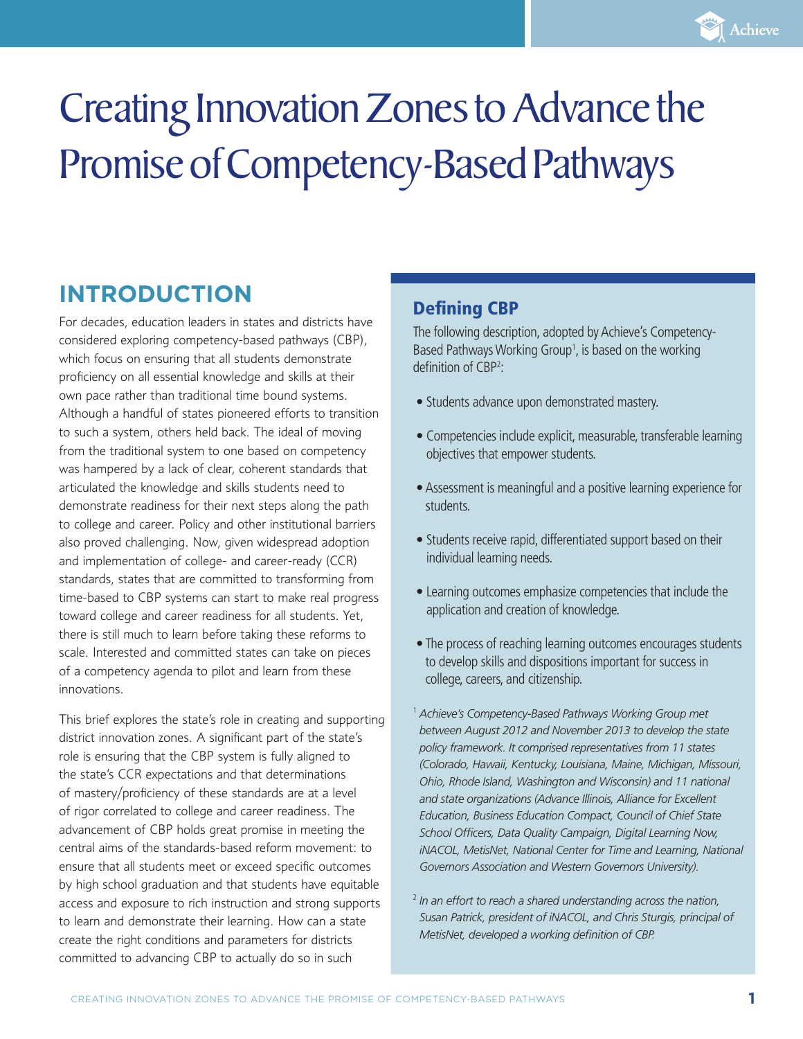# Creating Innovation Zones to Advance the Promise of Competency-Based Pathways

## INTRODUCTION

For decades, education leaders in states and districts have considered exploring competency-based pathways (CBP), which focus on ensuring that all students demonstrate proficiency on all essential knowledge and skills at their own pace rather than traditional time bound systems. Although a handful of states pioneered efforts to transition to such a system, others held back. The ideal of moving from the traditional system to one based on competency was hampered by a lack of clear, coherent standards that articulated the knowledge and skills students need to demonstrate readiness for their next steps along the path to college and career. Policy and other institutional barriers also proved challenging. Now, given widespread adoption and implementation of college- and career-ready (CCR) standards, states that are committed to transforming from time-based to CBP systems can start to make real progress toward college and career readiness for all students. Yet, there is still much to learn before taking these reforms to scale. Interested and committed states can take on pieces of a competency agenda to pilot and learn from these innovations.

This brief explores the state's role in creating and supporting district innovation zones. A significant part of the state's role is ensuring that the CBP system is fully aligned to the state's CCR expectations and that determinations of mastery/proficiency of these standards are at a level of rigor correlated to college and career readiness. The advancement of CBP holds great promise in meeting the central aims of the standards-based reform movement: to ensure that all students meet or exceed specific outcomes by high school graduation and that students have equitable access and exposure to rich instruction and strong supports to learn and demonstrate their learning. How can a state create the right conditions and parameters for districts committed to advancing CBP to actually do so in such

### Defining CBP

The following description, adopted by Achieve's Competency-Based Pathways Working Group[1], is based on the working definition of CBP[2]:

- Students advance upon demonstrated mastery.
- Competencies include explicit, measurable, transferable learning objectives that empower students.
- Assessment is meaningful and a positive learning experience for students.
- Students receive rapid, differentiated support based on their individual learning needs.
- Learning outcomes emphasize competencies that include the application and creation of knowledge.
- The process of reaching learning outcomes encourages students to develop skills and dispositions important for success in college, careers, and citizenship.

[1] *Achieve's Competency-Based Pathways Working Group met between August 2012 and November 2013 to develop the state policy framework. It comprised representatives from 11 states (Colorado, Hawaii, Kentucky, Louisiana, Maine, Michigan, Missouri, Ohio, Rhode Island, Washington and Wisconsin) and 11 national and state organizations (Advance Illinois, Alliance for Excellent Education, Business Education Compact, Council of Chief State School Officers, Data Quality Campaign, Digital Learning Now, iNACOL, MetisNet, National Center for Time and Learning, National Governors Association and Western Governors University).*

[2] *In an effort to reach a shared understanding across the nation, Susan Patrick, president of iNACOL, and Chris Sturgis, principal of MetisNet, developed a working definition of CBP.*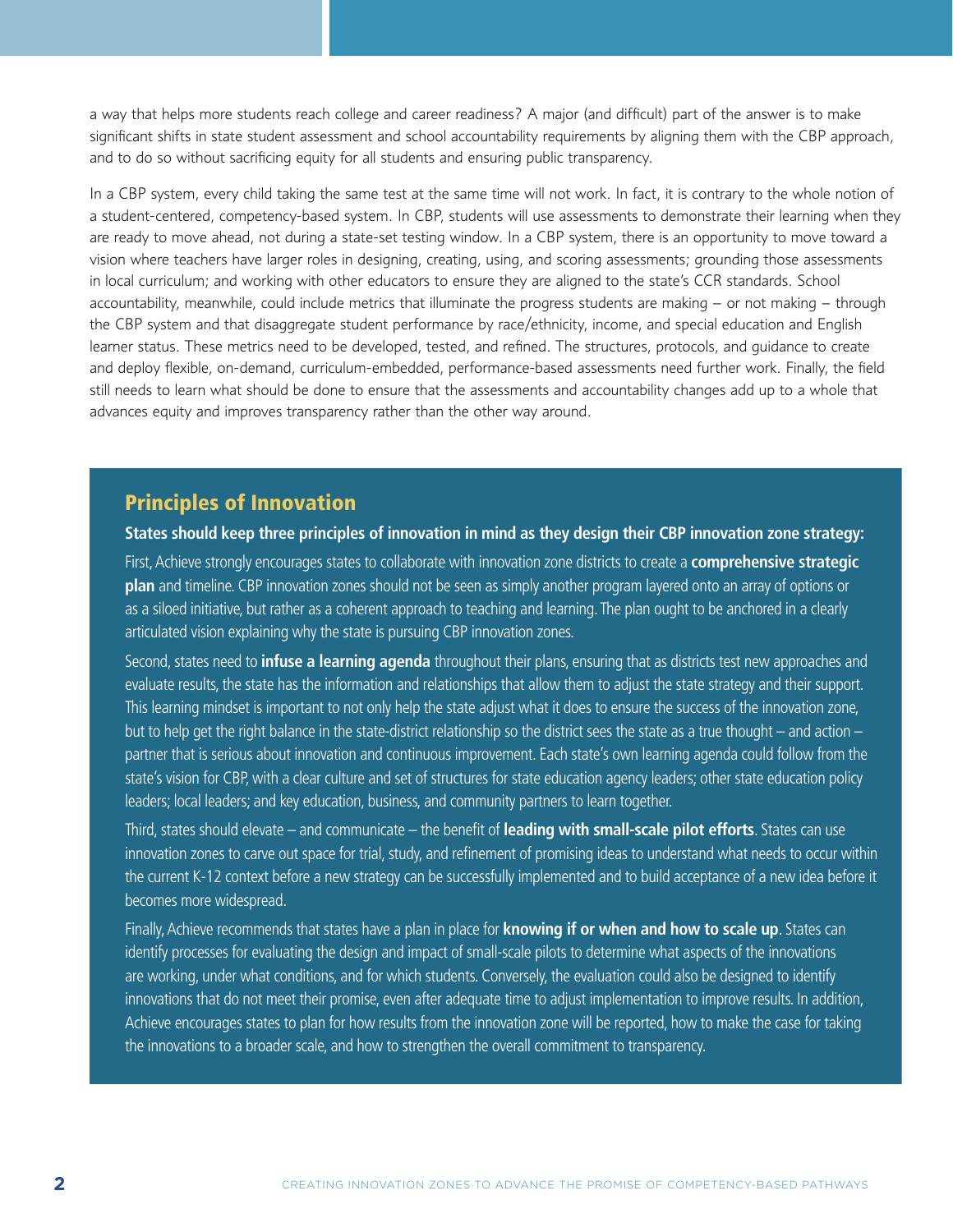a way that helps more students reach college and career readiness? A major (and difficult) part of the answer is to make significant shifts in state student assessment and school accountability requirements by aligning them with the CBP approach, and to do so without sacrificing equity for all students and ensuring public transparency.

In a CBP system, every child taking the same test at the same time will not work. In fact, it is contrary to the whole notion of a student-centered, competency-based system. In CBP, students will use assessments to demonstrate their learning when they are ready to move ahead, not during a state-set testing window. In a CBP system, there is an opportunity to move toward a vision where teachers have larger roles in designing, creating, using, and scoring assessments; grounding those assessments in local curriculum; and working with other educators to ensure they are aligned to the state's CCR standards. School accountability, meanwhile, could include metrics that illuminate the progress students are making – or not making – through the CBP system and that disaggregate student performance by race/ethnicity, income, and special education and English learner status. These metrics need to be developed, tested, and refined. The structures, protocols, and guidance to create and deploy flexible, on-demand, curriculum-embedded, performance-based assessments need further work. Finally, the field still needs to learn what should be done to ensure that the assessments and accountability changes add up to a whole that advances equity and improves transparency rather than the other way around.

## Principles of Innovation

**States should keep three principles of innovation in mind as they design their CBP innovation zone strategy:**

First, Achieve strongly encourages states to collaborate with innovation zone districts to create a **comprehensive strategic plan** and timeline. CBP innovation zones should not be seen as simply another program layered onto an array of options or as a siloed initiative, but rather as a coherent approach to teaching and learning. The plan ought to be anchored in a clearly articulated vision explaining why the state is pursuing CBP innovation zones.

Second, states need to **infuse a learning agenda** throughout their plans, ensuring that as districts test new approaches and evaluate results, the state has the information and relationships that allow them to adjust the state strategy and their support. This learning mindset is important to not only help the state adjust what it does to ensure the success of the innovation zone, but to help get the right balance in the state-district relationship so the district sees the state as a true thought – and action – partner that is serious about innovation and continuous improvement. Each state's own learning agenda could follow from the state's vision for CBP, with a clear culture and set of structures for state education agency leaders; other state education policy leaders; local leaders; and key education, business, and community partners to learn together.

Third, states should elevate – and communicate – the benefit of **leading with small-scale pilot efforts**. States can use innovation zones to carve out space for trial, study, and refinement of promising ideas to understand what needs to occur within the current K-12 context before a new strategy can be successfully implemented and to build acceptance of a new idea before it becomes more widespread.

Finally, Achieve recommends that states have a plan in place for **knowing if or when and how to scale up**. States can identify processes for evaluating the design and impact of small-scale pilots to determine what aspects of the innovations are working, under what conditions, and for which students. Conversely, the evaluation could also be designed to identify innovations that do not meet their promise, even after adequate time to adjust implementation to improve results. In addition, Achieve encourages states to plan for how results from the innovation zone will be reported, how to make the case for taking the innovations to a broader scale, and how to strengthen the overall commitment to transparency.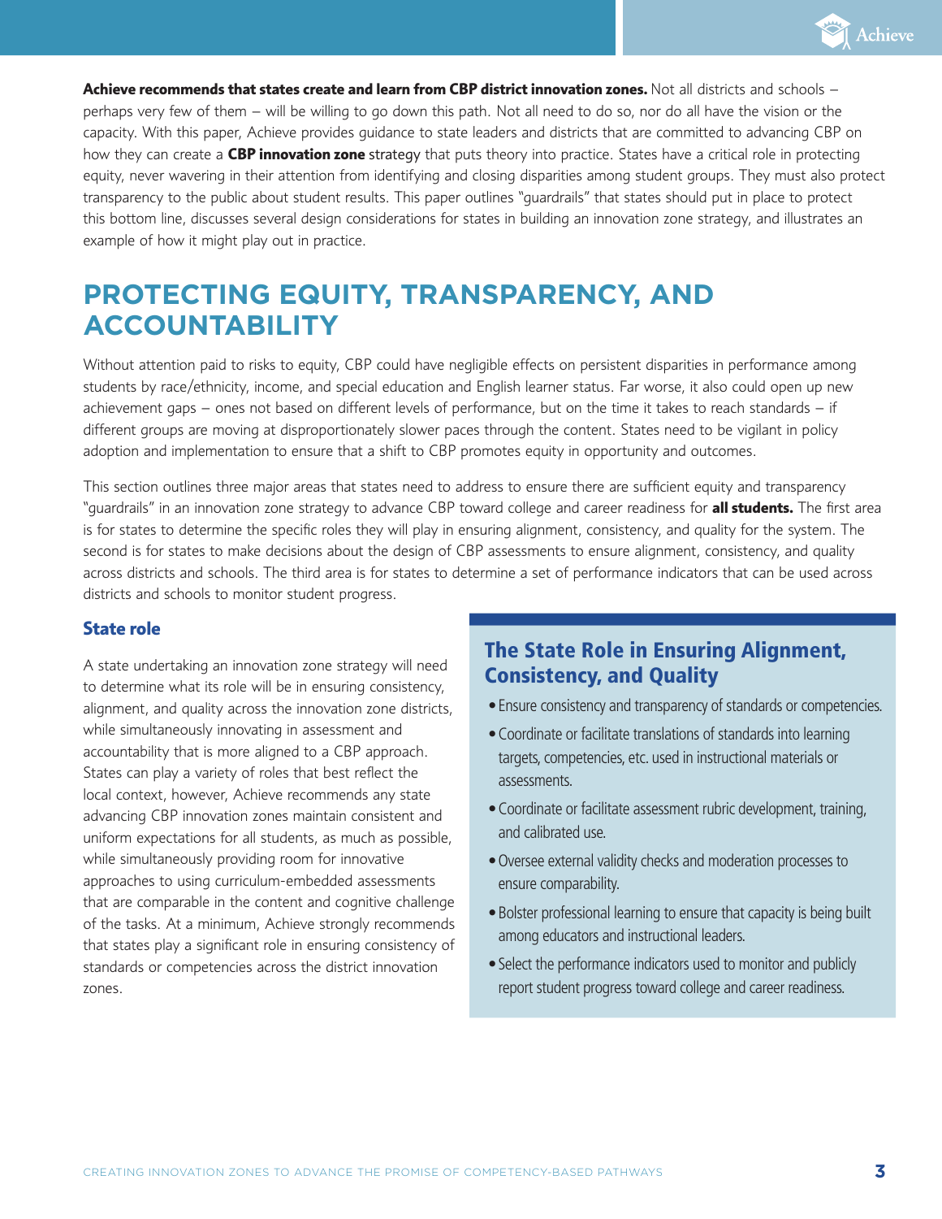**Achieve recommends that states create and learn from CBP district innovation zones.** Not all districts and schools – perhaps very few of them – will be willing to go down this path. Not all need to do so, nor do all have the vision or the capacity. With this paper, Achieve provides guidance to state leaders and districts that are committed to advancing CBP on how they can create a **CBP innovation zone** strategy that puts theory into practice. States have a critical role in protecting equity, never wavering in their attention from identifying and closing disparities among student groups. They must also protect transparency to the public about student results. This paper outlines "guardrails" that states should put in place to protect this bottom line, discusses several design considerations for states in building an innovation zone strategy, and illustrates an example of how it might play out in practice.

## PROTECTING EQUITY, TRANSPARENCY, AND ACCOUNTABILITY

Without attention paid to risks to equity, CBP could have negligible effects on persistent disparities in performance among students by race/ethnicity, income, and special education and English learner status. Far worse, it also could open up new achievement gaps – ones not based on different levels of performance, but on the time it takes to reach standards – if different groups are moving at disproportionately slower paces through the content. States need to be vigilant in policy adoption and implementation to ensure that a shift to CBP promotes equity in opportunity and outcomes.

This section outlines three major areas that states need to address to ensure there are sufficient equity and transparency "guardrails" in an innovation zone strategy to advance CBP toward college and career readiness for **all students.** The first area is for states to determine the specific roles they will play in ensuring alignment, consistency, and quality for the system. The second is for states to make decisions about the design of CBP assessments to ensure alignment, consistency, and quality across districts and schools. The third area is for states to determine a set of performance indicators that can be used across districts and schools to monitor student progress.

### State role

A state undertaking an innovation zone strategy will need to determine what its role will be in ensuring consistency, alignment, and quality across the innovation zone districts, while simultaneously innovating in assessment and accountability that is more aligned to a CBP approach. States can play a variety of roles that best reflect the local context, however, Achieve recommends any state advancing CBP innovation zones maintain consistent and uniform expectations for all students, as much as possible, while simultaneously providing room for innovative approaches to using curriculum-embedded assessments that are comparable in the content and cognitive challenge of the tasks. At a minimum, Achieve strongly recommends that states play a significant role in ensuring consistency of standards or competencies across the district innovation zones.

### The State Role in Ensuring Alignment, Consistency, and Quality

- Ensure consistency and transparency of standards or competencies.
- Coordinate or facilitate translations of standards into learning targets, competencies, etc. used in instructional materials or assessments.
- Coordinate or facilitate assessment rubric development, training, and calibrated use.
- Oversee external validity checks and moderation processes to ensure comparability.
- Bolster professional learning to ensure that capacity is being built among educators and instructional leaders.
- Select the performance indicators used to monitor and publicly report student progress toward college and career readiness.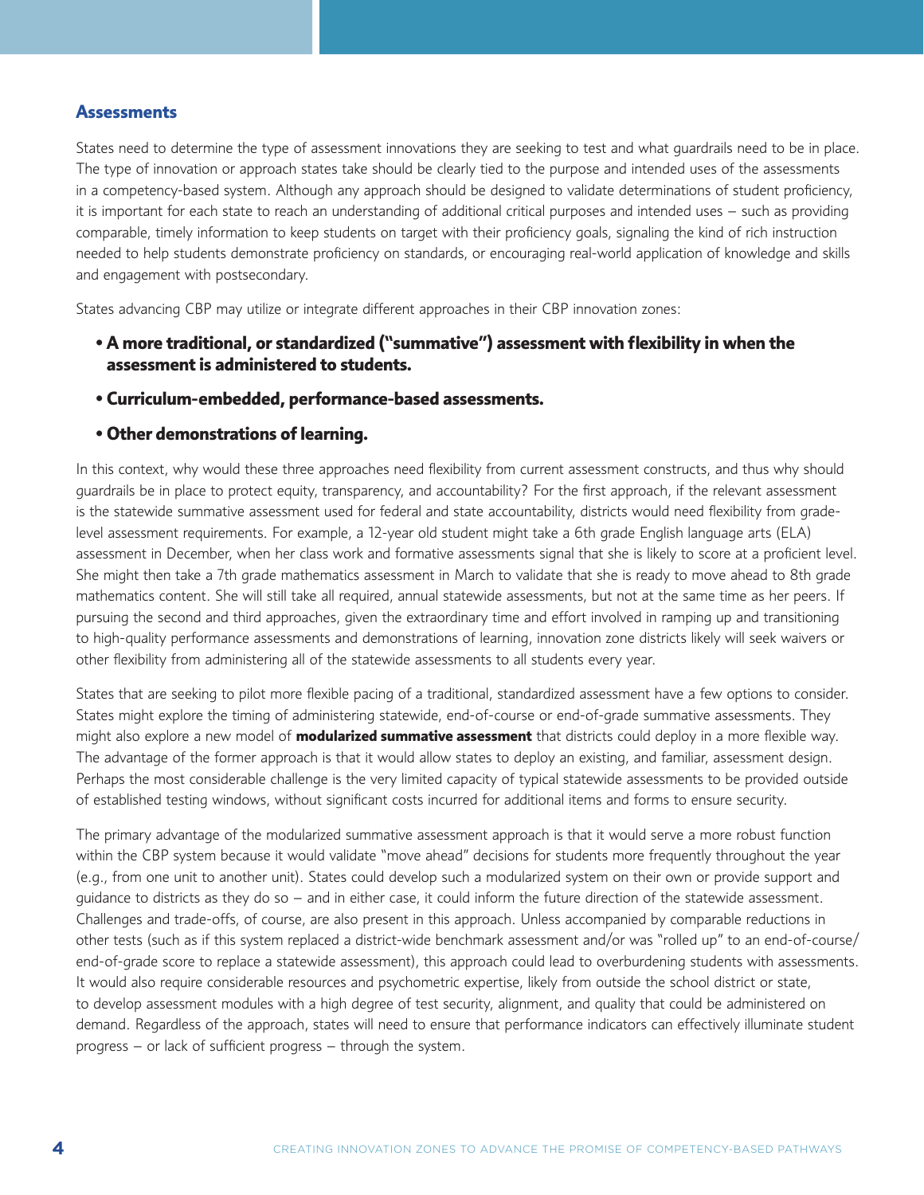## Assessments

States need to determine the type of assessment innovations they are seeking to test and what guardrails need to be in place. The type of innovation or approach states take should be clearly tied to the purpose and intended uses of the assessments in a competency-based system. Although any approach should be designed to validate determinations of student proficiency, it is important for each state to reach an understanding of additional critical purposes and intended uses – such as providing comparable, timely information to keep students on target with their proficiency goals, signaling the kind of rich instruction needed to help students demonstrate proficiency on standards, or encouraging real-world application of knowledge and skills and engagement with postsecondary.

States advancing CBP may utilize or integrate different approaches in their CBP innovation zones:

- **A more traditional, or standardized ("summative") assessment with flexibility in when the assessment is administered to students.**
- **Curriculum-embedded, performance-based assessments.**
- **Other demonstrations of learning.**

In this context, why would these three approaches need flexibility from current assessment constructs, and thus why should guardrails be in place to protect equity, transparency, and accountability? For the first approach, if the relevant assessment is the statewide summative assessment used for federal and state accountability, districts would need flexibility from grade-level assessment requirements. For example, a 12-year old student might take a 6th grade English language arts (ELA) assessment in December, when her class work and formative assessments signal that she is likely to score at a proficient level. She might then take a 7th grade mathematics assessment in March to validate that she is ready to move ahead to 8th grade mathematics content. She will still take all required, annual statewide assessments, but not at the same time as her peers. If pursuing the second and third approaches, given the extraordinary time and effort involved in ramping up and transitioning to high-quality performance assessments and demonstrations of learning, innovation zone districts likely will seek waivers or other flexibility from administering all of the statewide assessments to all students every year.

States that are seeking to pilot more flexible pacing of a traditional, standardized assessment have a few options to consider. States might explore the timing of administering statewide, end-of-course or end-of-grade summative assessments. They might also explore a new model of **modularized summative assessment** that districts could deploy in a more flexible way. The advantage of the former approach is that it would allow states to deploy an existing, and familiar, assessment design. Perhaps the most considerable challenge is the very limited capacity of typical statewide assessments to be provided outside of established testing windows, without significant costs incurred for additional items and forms to ensure security.

The primary advantage of the modularized summative assessment approach is that it would serve a more robust function within the CBP system because it would validate "move ahead" decisions for students more frequently throughout the year (e.g., from one unit to another unit). States could develop such a modularized system on their own or provide support and guidance to districts as they do so – and in either case, it could inform the future direction of the statewide assessment. Challenges and trade-offs, of course, are also present in this approach. Unless accompanied by comparable reductions in other tests (such as if this system replaced a district-wide benchmark assessment and/or was "rolled up" to an end-of-course/end-of-grade score to replace a statewide assessment), this approach could lead to overburdening students with assessments. It would also require considerable resources and psychometric expertise, likely from outside the school district or state, to develop assessment modules with a high degree of test security, alignment, and quality that could be administered on demand. Regardless of the approach, states will need to ensure that performance indicators can effectively illuminate student progress – or lack of sufficient progress – through the system.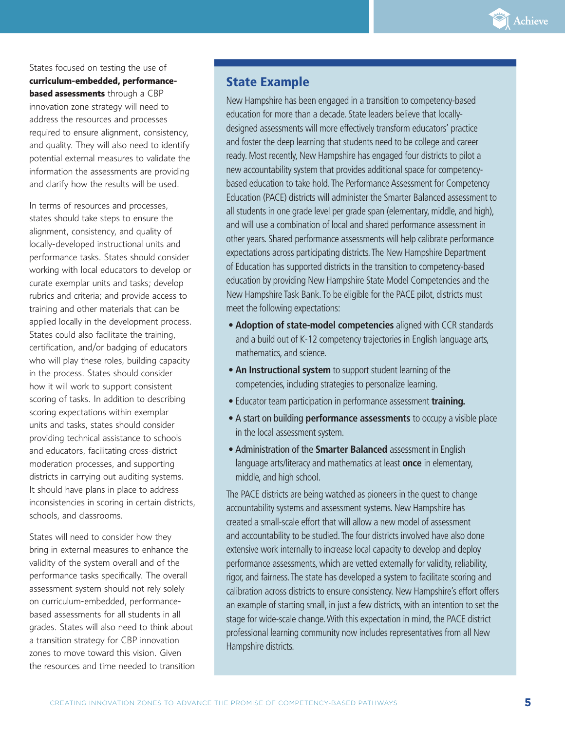States focused on testing the use of **curriculum-embedded, performance-based assessments** through a CBP innovation zone strategy will need to address the resources and processes required to ensure alignment, consistency, and quality. They will also need to identify potential external measures to validate the information the assessments are providing and clarify how the results will be used.

In terms of resources and processes, states should take steps to ensure the alignment, consistency, and quality of locally-developed instructional units and performance tasks. States should consider working with local educators to develop or curate exemplar units and tasks; develop rubrics and criteria; and provide access to training and other materials that can be applied locally in the development process. States could also facilitate the training, certification, and/or badging of educators who will play these roles, building capacity in the process. States should consider how it will work to support consistent scoring of tasks. In addition to describing scoring expectations within exemplar units and tasks, states should consider providing technical assistance to schools and educators, facilitating cross-district moderation processes, and supporting districts in carrying out auditing systems. It should have plans in place to address inconsistencies in scoring in certain districts, schools, and classrooms.

States will need to consider how they bring in external measures to enhance the validity of the system overall and of the performance tasks specifically. The overall assessment system should not rely solely on curriculum-embedded, performance-based assessments for all students in all grades. States will also need to think about a transition strategy for CBP innovation zones to move toward this vision. Given the resources and time needed to transition

## State Example

New Hampshire has been engaged in a transition to competency-based education for more than a decade. State leaders believe that locally-designed assessments will more effectively transform educators' practice and foster the deep learning that students need to be college and career ready. Most recently, New Hampshire has engaged four districts to pilot a new accountability system that provides additional space for competency-based education to take hold. The Performance Assessment for Competency Education (PACE) districts will administer the Smarter Balanced assessment to all students in one grade level per grade span (elementary, middle, and high), and will use a combination of local and shared performance assessment in other years. Shared performance assessments will help calibrate performance expectations across participating districts. The New Hampshire Department of Education has supported districts in the transition to competency-based education by providing New Hampshire State Model Competencies and the New Hampshire Task Bank. To be eligible for the PACE pilot, districts must meet the following expectations:

- **Adoption of state-model competencies** aligned with CCR standards and a build out of K-12 competency trajectories in English language arts, mathematics, and science.
- **An Instructional system** to support student learning of the competencies, including strategies to personalize learning.
- Educator team participation in performance assessment **training.**
- A start on building **performance assessments** to occupy a visible place in the local assessment system.
- Administration of the **Smarter Balanced** assessment in English language arts/literacy and mathematics at least **once** in elementary, middle, and high school.

The PACE districts are being watched as pioneers in the quest to change accountability systems and assessment systems. New Hampshire has created a small-scale effort that will allow a new model of assessment and accountability to be studied. The four districts involved have also done extensive work internally to increase local capacity to develop and deploy performance assessments, which are vetted externally for validity, reliability, rigor, and fairness. The state has developed a system to facilitate scoring and calibration across districts to ensure consistency. New Hampshire's effort offers an example of starting small, in just a few districts, with an intention to set the stage for wide-scale change. With this expectation in mind, the PACE district professional learning community now includes representatives from all New Hampshire districts.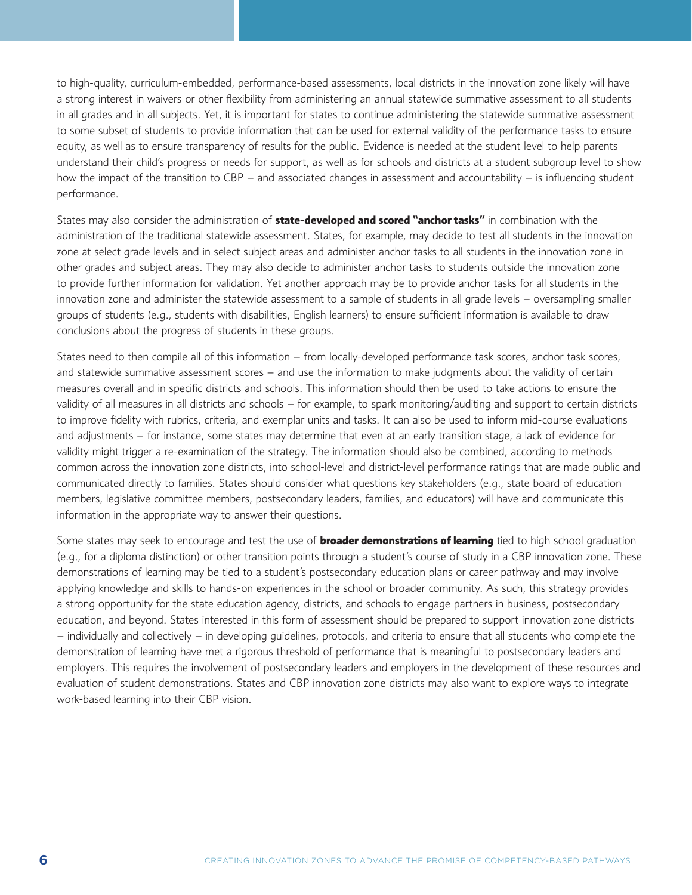to high-quality, curriculum-embedded, performance-based assessments, local districts in the innovation zone likely will have a strong interest in waivers or other flexibility from administering an annual statewide summative assessment to all students in all grades and in all subjects. Yet, it is important for states to continue administering the statewide summative assessment to some subset of students to provide information that can be used for external validity of the performance tasks to ensure equity, as well as to ensure transparency of results for the public. Evidence is needed at the student level to help parents understand their child's progress or needs for support, as well as for schools and districts at a student subgroup level to show how the impact of the transition to CBP – and associated changes in assessment and accountability – is influencing student performance.

States may also consider the administration of **state-developed and scored "anchor tasks"** in combination with the administration of the traditional statewide assessment. States, for example, may decide to test all students in the innovation zone at select grade levels and in select subject areas and administer anchor tasks to all students in the innovation zone in other grades and subject areas. They may also decide to administer anchor tasks to students outside the innovation zone to provide further information for validation. Yet another approach may be to provide anchor tasks for all students in the innovation zone and administer the statewide assessment to a sample of students in all grade levels – oversampling smaller groups of students (e.g., students with disabilities, English learners) to ensure sufficient information is available to draw conclusions about the progress of students in these groups.

States need to then compile all of this information – from locally-developed performance task scores, anchor task scores, and statewide summative assessment scores – and use the information to make judgments about the validity of certain measures overall and in specific districts and schools. This information should then be used to take actions to ensure the validity of all measures in all districts and schools – for example, to spark monitoring/auditing and support to certain districts to improve fidelity with rubrics, criteria, and exemplar units and tasks. It can also be used to inform mid-course evaluations and adjustments – for instance, some states may determine that even at an early transition stage, a lack of evidence for validity might trigger a re-examination of the strategy. The information should also be combined, according to methods common across the innovation zone districts, into school-level and district-level performance ratings that are made public and communicated directly to families. States should consider what questions key stakeholders (e.g., state board of education members, legislative committee members, postsecondary leaders, families, and educators) will have and communicate this information in the appropriate way to answer their questions.

Some states may seek to encourage and test the use of **broader demonstrations of learning** tied to high school graduation (e.g., for a diploma distinction) or other transition points through a student's course of study in a CBP innovation zone. These demonstrations of learning may be tied to a student's postsecondary education plans or career pathway and may involve applying knowledge and skills to hands-on experiences in the school or broader community. As such, this strategy provides a strong opportunity for the state education agency, districts, and schools to engage partners in business, postsecondary education, and beyond. States interested in this form of assessment should be prepared to support innovation zone districts – individually and collectively – in developing guidelines, protocols, and criteria to ensure that all students who complete the demonstration of learning have met a rigorous threshold of performance that is meaningful to postsecondary leaders and employers. This requires the involvement of postsecondary leaders and employers in the development of these resources and evaluation of student demonstrations. States and CBP innovation zone districts may also want to explore ways to integrate work-based learning into their CBP vision.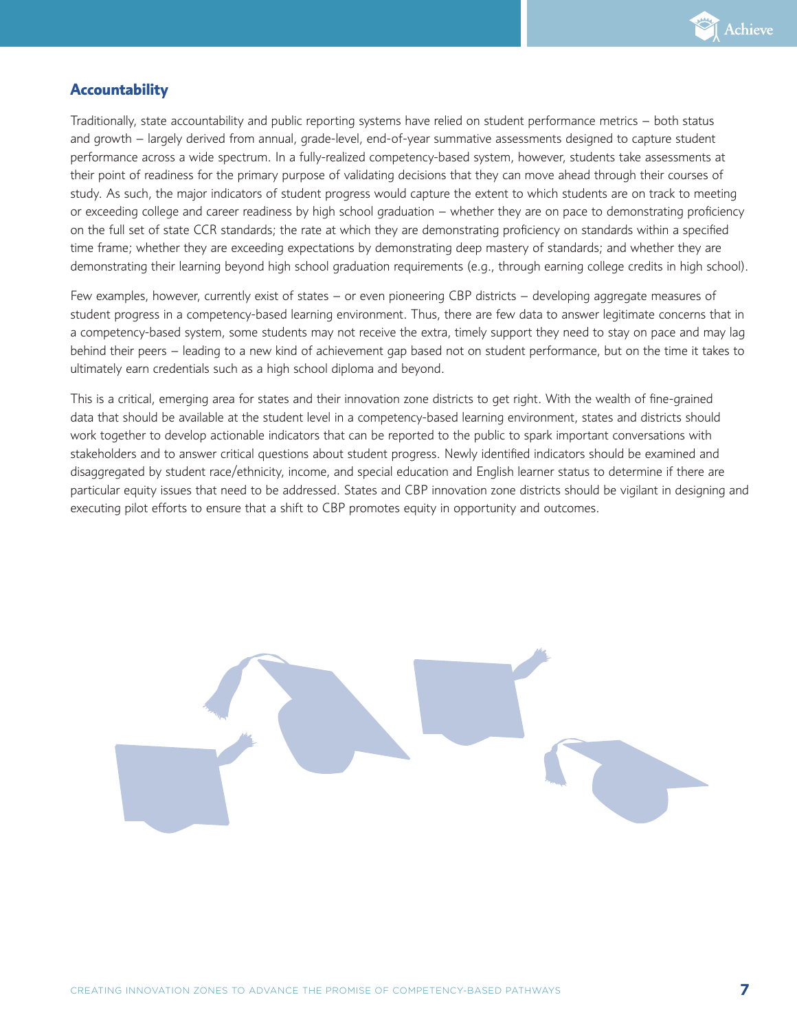## Accountability

Traditionally, state accountability and public reporting systems have relied on student performance metrics – both status and growth – largely derived from annual, grade-level, end-of-year summative assessments designed to capture student performance across a wide spectrum. In a fully-realized competency-based system, however, students take assessments at their point of readiness for the primary purpose of validating decisions that they can move ahead through their courses of study. As such, the major indicators of student progress would capture the extent to which students are on track to meeting or exceeding college and career readiness by high school graduation – whether they are on pace to demonstrating proficiency on the full set of state CCR standards; the rate at which they are demonstrating proficiency on standards within a specified time frame; whether they are exceeding expectations by demonstrating deep mastery of standards; and whether they are demonstrating their learning beyond high school graduation requirements (e.g., through earning college credits in high school).

Few examples, however, currently exist of states – or even pioneering CBP districts – developing aggregate measures of student progress in a competency-based learning environment. Thus, there are few data to answer legitimate concerns that in a competency-based system, some students may not receive the extra, timely support they need to stay on pace and may lag behind their peers – leading to a new kind of achievement gap based not on student performance, but on the time it takes to ultimately earn credentials such as a high school diploma and beyond.

This is a critical, emerging area for states and their innovation zone districts to get right. With the wealth of fine-grained data that should be available at the student level in a competency-based learning environment, states and districts should work together to develop actionable indicators that can be reported to the public to spark important conversations with stakeholders and to answer critical questions about student progress. Newly identified indicators should be examined and disaggregated by student race/ethnicity, income, and special education and English learner status to determine if there are particular equity issues that need to be addressed. States and CBP innovation zone districts should be vigilant in designing and executing pilot efforts to ensure that a shift to CBP promotes equity in opportunity and outcomes.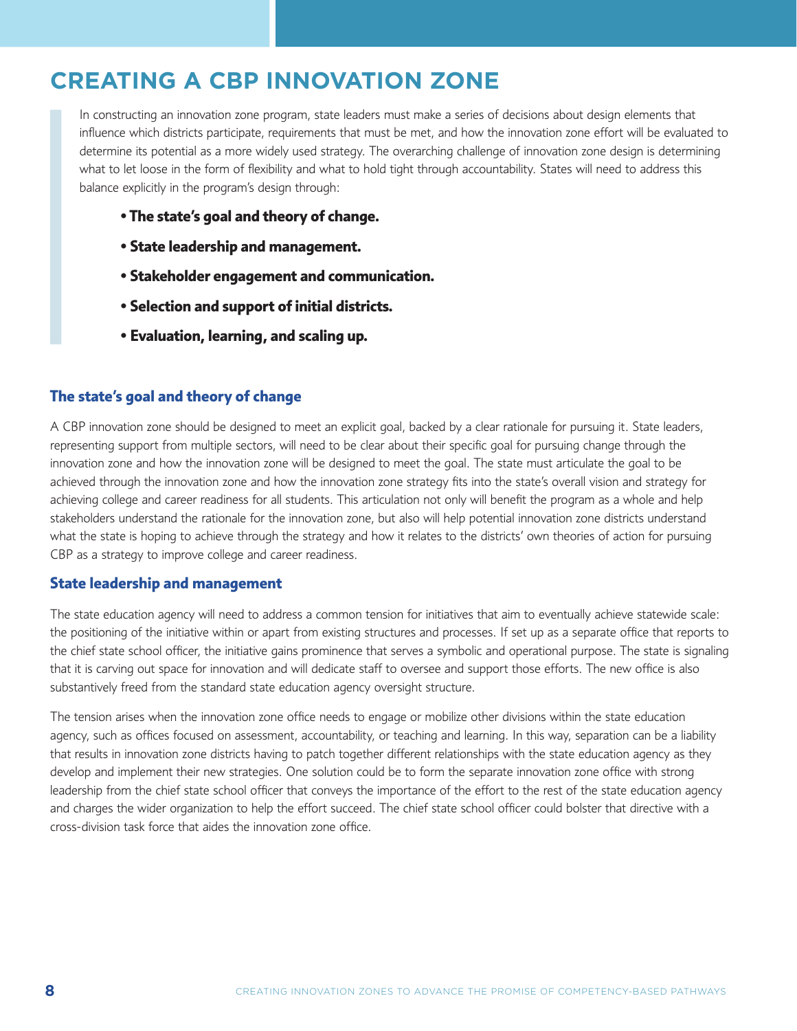# CREATING A CBP INNOVATION ZONE

In constructing an innovation zone program, state leaders must make a series of decisions about design elements that influence which districts participate, requirements that must be met, and how the innovation zone effort will be evaluated to determine its potential as a more widely used strategy. The overarching challenge of innovation zone design is determining what to let loose in the form of flexibility and what to hold tight through accountability. States will need to address this balance explicitly in the program's design through:

- **The state's goal and theory of change.**
- **State leadership and management.**
- **Stakeholder engagement and communication.**
- **Selection and support of initial districts.**
- **Evaluation, learning, and scaling up.**

## The state's goal and theory of change

A CBP innovation zone should be designed to meet an explicit goal, backed by a clear rationale for pursuing it. State leaders, representing support from multiple sectors, will need to be clear about their specific goal for pursuing change through the innovation zone and how the innovation zone will be designed to meet the goal. The state must articulate the goal to be achieved through the innovation zone and how the innovation zone strategy fits into the state's overall vision and strategy for achieving college and career readiness for all students. This articulation not only will benefit the program as a whole and help stakeholders understand the rationale for the innovation zone, but also will help potential innovation zone districts understand what the state is hoping to achieve through the strategy and how it relates to the districts' own theories of action for pursuing CBP as a strategy to improve college and career readiness.

## State leadership and management

The state education agency will need to address a common tension for initiatives that aim to eventually achieve statewide scale: the positioning of the initiative within or apart from existing structures and processes. If set up as a separate office that reports to the chief state school officer, the initiative gains prominence that serves a symbolic and operational purpose. The state is signaling that it is carving out space for innovation and will dedicate staff to oversee and support those efforts. The new office is also substantively freed from the standard state education agency oversight structure.

The tension arises when the innovation zone office needs to engage or mobilize other divisions within the state education agency, such as offices focused on assessment, accountability, or teaching and learning. In this way, separation can be a liability that results in innovation zone districts having to patch together different relationships with the state education agency as they develop and implement their new strategies. One solution could be to form the separate innovation zone office with strong leadership from the chief state school officer that conveys the importance of the effort to the rest of the state education agency and charges the wider organization to help the effort succeed. The chief state school officer could bolster that directive with a cross-division task force that aides the innovation zone office.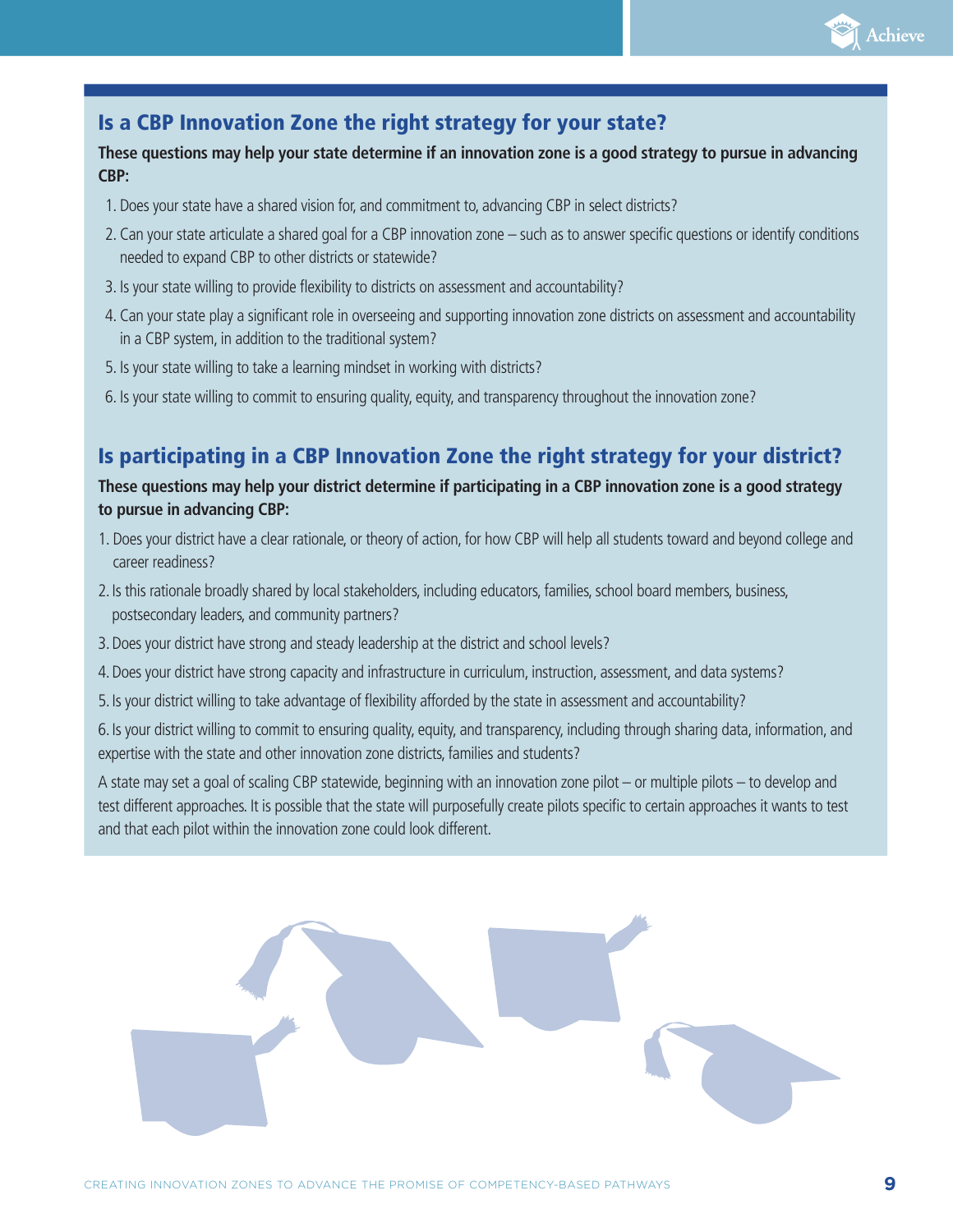## Is a CBP Innovation Zone the right strategy for your state?

**These questions may help your state determine if an innovation zone is a good strategy to pursue in advancing CBP:**

1. Does your state have a shared vision for, and commitment to, advancing CBP in select districts?
2. Can your state articulate a shared goal for a CBP innovation zone – such as to answer specific questions or identify conditions needed to expand CBP to other districts or statewide?
3. Is your state willing to provide flexibility to districts on assessment and accountability?
4. Can your state play a significant role in overseeing and supporting innovation zone districts on assessment and accountability in a CBP system, in addition to the traditional system?
5. Is your state willing to take a learning mindset in working with districts?
6. Is your state willing to commit to ensuring quality, equity, and transparency throughout the innovation zone?

## Is participating in a CBP Innovation Zone the right strategy for your district?

**These questions may help your district determine if participating in a CBP innovation zone is a good strategy to pursue in advancing CBP:**

1. Does your district have a clear rationale, or theory of action, for how CBP will help all students toward and beyond college and career readiness?
2. Is this rationale broadly shared by local stakeholders, including educators, families, school board members, business, postsecondary leaders, and community partners?
3. Does your district have strong and steady leadership at the district and school levels?
4. Does your district have strong capacity and infrastructure in curriculum, instruction, assessment, and data systems?
5. Is your district willing to take advantage of flexibility afforded by the state in assessment and accountability?
6. Is your district willing to commit to ensuring quality, equity, and transparency, including through sharing data, information, and expertise with the state and other innovation zone districts, families and students?

A state may set a goal of scaling CBP statewide, beginning with an innovation zone pilot – or multiple pilots – to develop and test different approaches. It is possible that the state will purposefully create pilots specific to certain approaches it wants to test and that each pilot within the innovation zone could look different.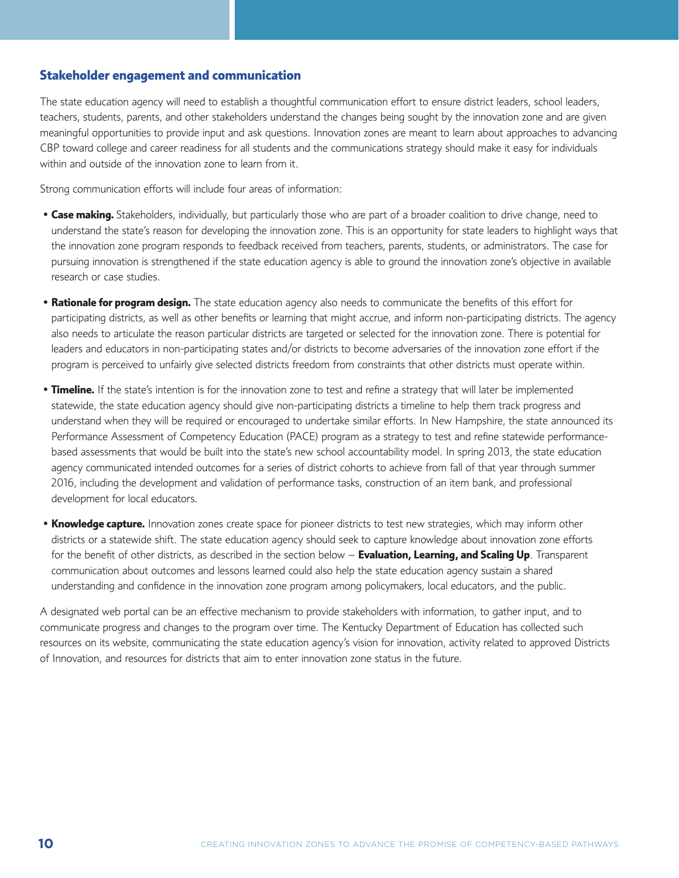## Stakeholder engagement and communication

The state education agency will need to establish a thoughtful communication effort to ensure district leaders, school leaders, teachers, students, parents, and other stakeholders understand the changes being sought by the innovation zone and are given meaningful opportunities to provide input and ask questions. Innovation zones are meant to learn about approaches to advancing CBP toward college and career readiness for all students and the communications strategy should make it easy for individuals within and outside of the innovation zone to learn from it.

Strong communication efforts will include four areas of information:

- **Case making.** Stakeholders, individually, but particularly those who are part of a broader coalition to drive change, need to understand the state's reason for developing the innovation zone. This is an opportunity for state leaders to highlight ways that the innovation zone program responds to feedback received from teachers, parents, students, or administrators. The case for pursuing innovation is strengthened if the state education agency is able to ground the innovation zone's objective in available research or case studies.
- **Rationale for program design.** The state education agency also needs to communicate the benefits of this effort for participating districts, as well as other benefits or learning that might accrue, and inform non-participating districts. The agency also needs to articulate the reason particular districts are targeted or selected for the innovation zone. There is potential for leaders and educators in non-participating states and/or districts to become adversaries of the innovation zone effort if the program is perceived to unfairly give selected districts freedom from constraints that other districts must operate within.
- **Timeline.** If the state's intention is for the innovation zone to test and refine a strategy that will later be implemented statewide, the state education agency should give non-participating districts a timeline to help them track progress and understand when they will be required or encouraged to undertake similar efforts. In New Hampshire, the state announced its Performance Assessment of Competency Education (PACE) program as a strategy to test and refine statewide performance-based assessments that would be built into the state's new school accountability model. In spring 2013, the state education agency communicated intended outcomes for a series of district cohorts to achieve from fall of that year through summer 2016, including the development and validation of performance tasks, construction of an item bank, and professional development for local educators.
- **Knowledge capture.** Innovation zones create space for pioneer districts to test new strategies, which may inform other districts or a statewide shift. The state education agency should seek to capture knowledge about innovation zone efforts for the benefit of other districts, as described in the section below – **Evaluation, Learning, and Scaling Up**. Transparent communication about outcomes and lessons learned could also help the state education agency sustain a shared understanding and confidence in the innovation zone program among policymakers, local educators, and the public.

A designated web portal can be an effective mechanism to provide stakeholders with information, to gather input, and to communicate progress and changes to the program over time. The Kentucky Department of Education has collected such resources on its website, communicating the state education agency's vision for innovation, activity related to approved Districts of Innovation, and resources for districts that aim to enter innovation zone status in the future.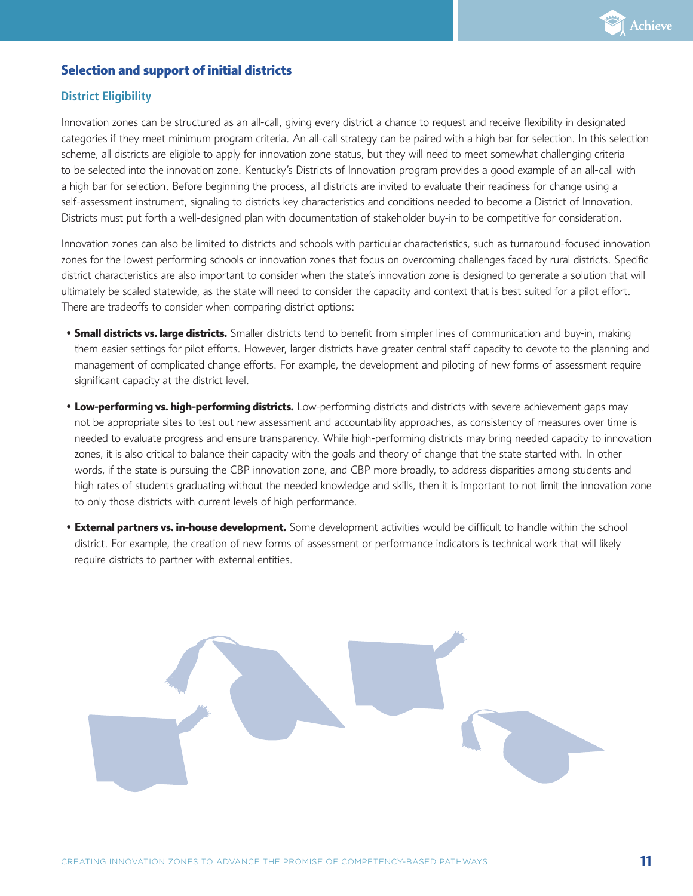## Selection and support of initial districts

### District Eligibility

Innovation zones can be structured as an all-call, giving every district a chance to request and receive flexibility in designated categories if they meet minimum program criteria. An all-call strategy can be paired with a high bar for selection. In this selection scheme, all districts are eligible to apply for innovation zone status, but they will need to meet somewhat challenging criteria to be selected into the innovation zone. Kentucky's Districts of Innovation program provides a good example of an all-call with a high bar for selection. Before beginning the process, all districts are invited to evaluate their readiness for change using a self-assessment instrument, signaling to districts key characteristics and conditions needed to become a District of Innovation. Districts must put forth a well-designed plan with documentation of stakeholder buy-in to be competitive for consideration.

Innovation zones can also be limited to districts and schools with particular characteristics, such as turnaround-focused innovation zones for the lowest performing schools or innovation zones that focus on overcoming challenges faced by rural districts. Specific district characteristics are also important to consider when the state's innovation zone is designed to generate a solution that will ultimately be scaled statewide, as the state will need to consider the capacity and context that is best suited for a pilot effort. There are tradeoffs to consider when comparing district options:

- **Small districts vs. large districts.** Smaller districts tend to benefit from simpler lines of communication and buy-in, making them easier settings for pilot efforts. However, larger districts have greater central staff capacity to devote to the planning and management of complicated change efforts. For example, the development and piloting of new forms of assessment require significant capacity at the district level.
- **Low-performing vs. high-performing districts.** Low-performing districts and districts with severe achievement gaps may not be appropriate sites to test out new assessment and accountability approaches, as consistency of measures over time is needed to evaluate progress and ensure transparency. While high-performing districts may bring needed capacity to innovation zones, it is also critical to balance their capacity with the goals and theory of change that the state started with. In other words, if the state is pursuing the CBP innovation zone, and CBP more broadly, to address disparities among students and high rates of students graduating without the needed knowledge and skills, then it is important to not limit the innovation zone to only those districts with current levels of high performance.
- **External partners vs. in-house development.** Some development activities would be difficult to handle within the school district. For example, the creation of new forms of assessment or performance indicators is technical work that will likely require districts to partner with external entities.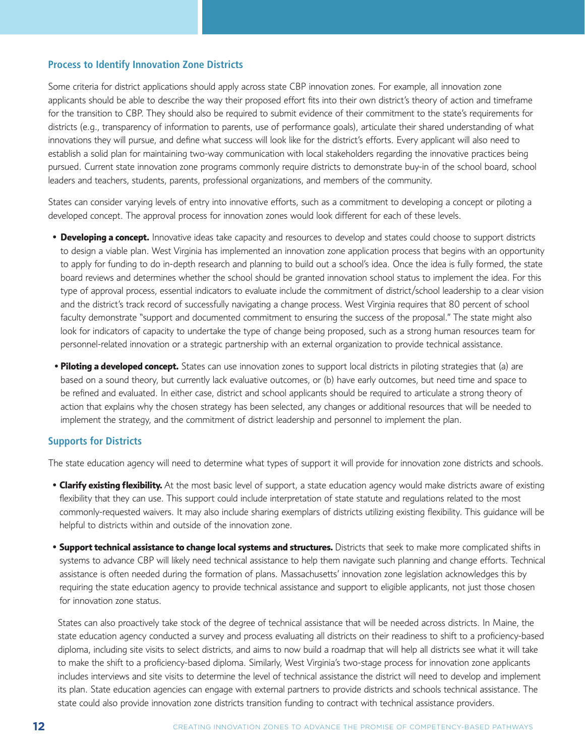## Process to Identify Innovation Zone Districts

Some criteria for district applications should apply across state CBP innovation zones. For example, all innovation zone applicants should be able to describe the way their proposed effort fits into their own district's theory of action and timeframe for the transition to CBP. They should also be required to submit evidence of their commitment to the state's requirements for districts (e.g., transparency of information to parents, use of performance goals), articulate their shared understanding of what innovations they will pursue, and define what success will look like for the district's efforts. Every applicant will also need to establish a solid plan for maintaining two-way communication with local stakeholders regarding the innovative practices being pursued. Current state innovation zone programs commonly require districts to demonstrate buy-in of the school board, school leaders and teachers, students, parents, professional organizations, and members of the community.

States can consider varying levels of entry into innovative efforts, such as a commitment to developing a concept or piloting a developed concept. The approval process for innovation zones would look different for each of these levels.

- **Developing a concept.** Innovative ideas take capacity and resources to develop and states could choose to support districts to design a viable plan. West Virginia has implemented an innovation zone application process that begins with an opportunity to apply for funding to do in-depth research and planning to build out a school's idea. Once the idea is fully formed, the state board reviews and determines whether the school should be granted innovation school status to implement the idea. For this type of approval process, essential indicators to evaluate include the commitment of district/school leadership to a clear vision and the district's track record of successfully navigating a change process. West Virginia requires that 80 percent of school faculty demonstrate "support and documented commitment to ensuring the success of the proposal." The state might also look for indicators of capacity to undertake the type of change being proposed, such as a strong human resources team for personnel-related innovation or a strategic partnership with an external organization to provide technical assistance.

- **Piloting a developed concept.** States can use innovation zones to support local districts in piloting strategies that (a) are based on a sound theory, but currently lack evaluative outcomes, or (b) have early outcomes, but need time and space to be refined and evaluated. In either case, district and school applicants should be required to articulate a strong theory of action that explains why the chosen strategy has been selected, any changes or additional resources that will be needed to implement the strategy, and the commitment of district leadership and personnel to implement the plan.

## Supports for Districts

The state education agency will need to determine what types of support it will provide for innovation zone districts and schools.

- **Clarify existing flexibility.** At the most basic level of support, a state education agency would make districts aware of existing flexibility that they can use. This support could include interpretation of state statute and regulations related to the most commonly-requested waivers. It may also include sharing exemplars of districts utilizing existing flexibility. This guidance will be helpful to districts within and outside of the innovation zone.

- **Support technical assistance to change local systems and structures.** Districts that seek to make more complicated shifts in systems to advance CBP will likely need technical assistance to help them navigate such planning and change efforts. Technical assistance is often needed during the formation of plans. Massachusetts' innovation zone legislation acknowledges this by requiring the state education agency to provide technical assistance and support to eligible applicants, not just those chosen for innovation zone status.

  States can also proactively take stock of the degree of technical assistance that will be needed across districts. In Maine, the state education agency conducted a survey and process evaluating all districts on their readiness to shift to a proficiency-based diploma, including site visits to select districts, and aims to now build a roadmap that will help all districts see what it will take to make the shift to a proficiency-based diploma. Similarly, West Virginia's two-stage process for innovation zone applicants includes interviews and site visits to determine the level of technical assistance the district will need to develop and implement its plan. State education agencies can engage with external partners to provide districts and schools technical assistance. The state could also provide innovation zone districts transition funding to contract with technical assistance providers.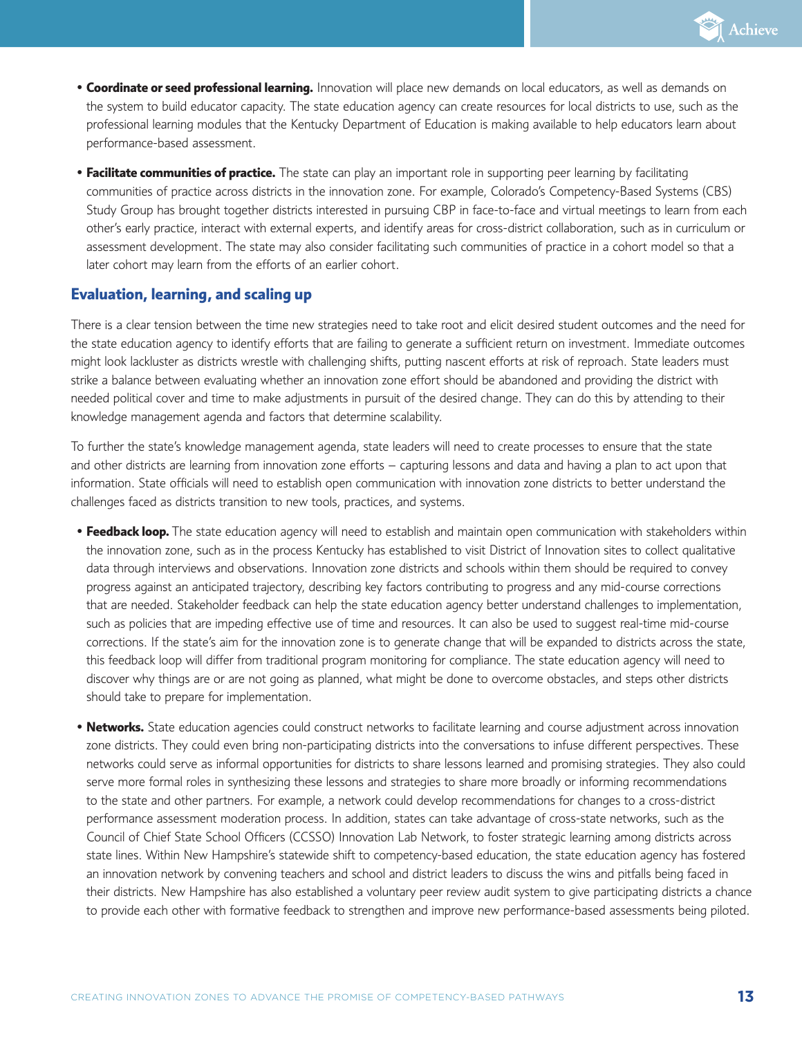- **Coordinate or seed professional learning.** Innovation will place new demands on local educators, as well as demands on the system to build educator capacity. The state education agency can create resources for local districts to use, such as the professional learning modules that the Kentucky Department of Education is making available to help educators learn about performance-based assessment.

- **Facilitate communities of practice.** The state can play an important role in supporting peer learning by facilitating communities of practice across districts in the innovation zone. For example, Colorado's Competency-Based Systems (CBS) Study Group has brought together districts interested in pursuing CBP in face-to-face and virtual meetings to learn from each other's early practice, interact with external experts, and identify areas for cross-district collaboration, such as in curriculum or assessment development. The state may also consider facilitating such communities of practice in a cohort model so that a later cohort may learn from the efforts of an earlier cohort.

### Evaluation, learning, and scaling up

There is a clear tension between the time new strategies need to take root and elicit desired student outcomes and the need for the state education agency to identify efforts that are failing to generate a sufficient return on investment. Immediate outcomes might look lackluster as districts wrestle with challenging shifts, putting nascent efforts at risk of reproach. State leaders must strike a balance between evaluating whether an innovation zone effort should be abandoned and providing the district with needed political cover and time to make adjustments in pursuit of the desired change. They can do this by attending to their knowledge management agenda and factors that determine scalability.

To further the state's knowledge management agenda, state leaders will need to create processes to ensure that the state and other districts are learning from innovation zone efforts – capturing lessons and data and having a plan to act upon that information. State officials will need to establish open communication with innovation zone districts to better understand the challenges faced as districts transition to new tools, practices, and systems.

- **Feedback loop.** The state education agency will need to establish and maintain open communication with stakeholders within the innovation zone, such as in the process Kentucky has established to visit District of Innovation sites to collect qualitative data through interviews and observations. Innovation zone districts and schools within them should be required to convey progress against an anticipated trajectory, describing key factors contributing to progress and any mid-course corrections that are needed. Stakeholder feedback can help the state education agency better understand challenges to implementation, such as policies that are impeding effective use of time and resources. It can also be used to suggest real-time mid-course corrections. If the state's aim for the innovation zone is to generate change that will be expanded to districts across the state, this feedback loop will differ from traditional program monitoring for compliance. The state education agency will need to discover why things are or are not going as planned, what might be done to overcome obstacles, and steps other districts should take to prepare for implementation.

- **Networks.** State education agencies could construct networks to facilitate learning and course adjustment across innovation zone districts. They could even bring non-participating districts into the conversations to infuse different perspectives. These networks could serve as informal opportunities for districts to share lessons learned and promising strategies. They also could serve more formal roles in synthesizing these lessons and strategies to share more broadly or informing recommendations to the state and other partners. For example, a network could develop recommendations for changes to a cross-district performance assessment moderation process. In addition, states can take advantage of cross-state networks, such as the Council of Chief State School Officers (CCSSO) Innovation Lab Network, to foster strategic learning among districts across state lines. Within New Hampshire's statewide shift to competency-based education, the state education agency has fostered an innovation network by convening teachers and school and district leaders to discuss the wins and pitfalls being faced in their districts. New Hampshire has also established a voluntary peer review audit system to give participating districts a chance to provide each other with formative feedback to strengthen and improve new performance-based assessments being piloted.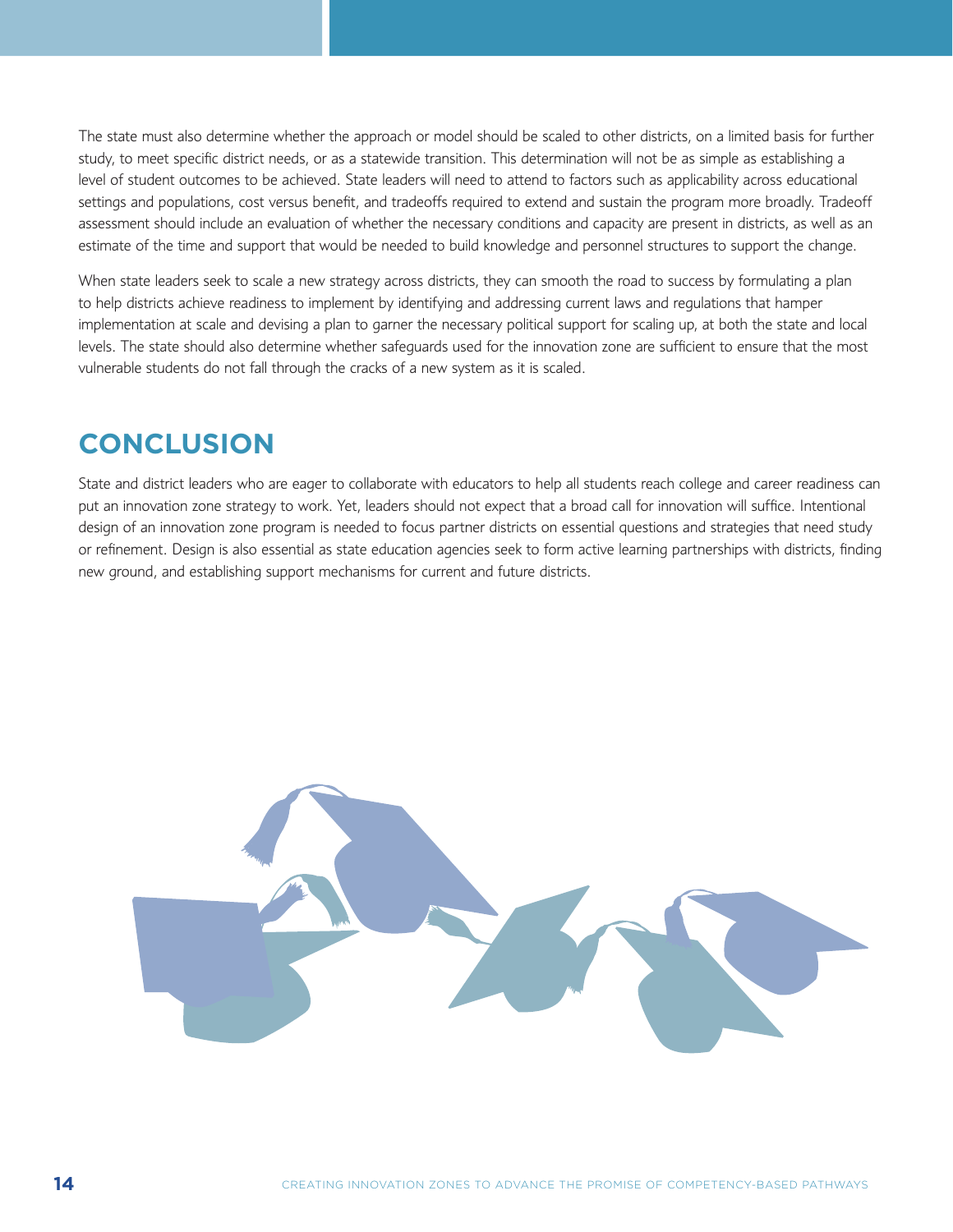The state must also determine whether the approach or model should be scaled to other districts, on a limited basis for further study, to meet specific district needs, or as a statewide transition. This determination will not be as simple as establishing a level of student outcomes to be achieved. State leaders will need to attend to factors such as applicability across educational settings and populations, cost versus benefit, and tradeoffs required to extend and sustain the program more broadly. Tradeoff assessment should include an evaluation of whether the necessary conditions and capacity are present in districts, as well as an estimate of the time and support that would be needed to build knowledge and personnel structures to support the change.

When state leaders seek to scale a new strategy across districts, they can smooth the road to success by formulating a plan to help districts achieve readiness to implement by identifying and addressing current laws and regulations that hamper implementation at scale and devising a plan to garner the necessary political support for scaling up, at both the state and local levels. The state should also determine whether safeguards used for the innovation zone are sufficient to ensure that the most vulnerable students do not fall through the cracks of a new system as it is scaled.

## CONCLUSION

State and district leaders who are eager to collaborate with educators to help all students reach college and career readiness can put an innovation zone strategy to work. Yet, leaders should not expect that a broad call for innovation will suffice. Intentional design of an innovation zone program is needed to focus partner districts on essential questions and strategies that need study or refinement. Design is also essential as state education agencies seek to form active learning partnerships with districts, finding new ground, and establishing support mechanisms for current and future districts.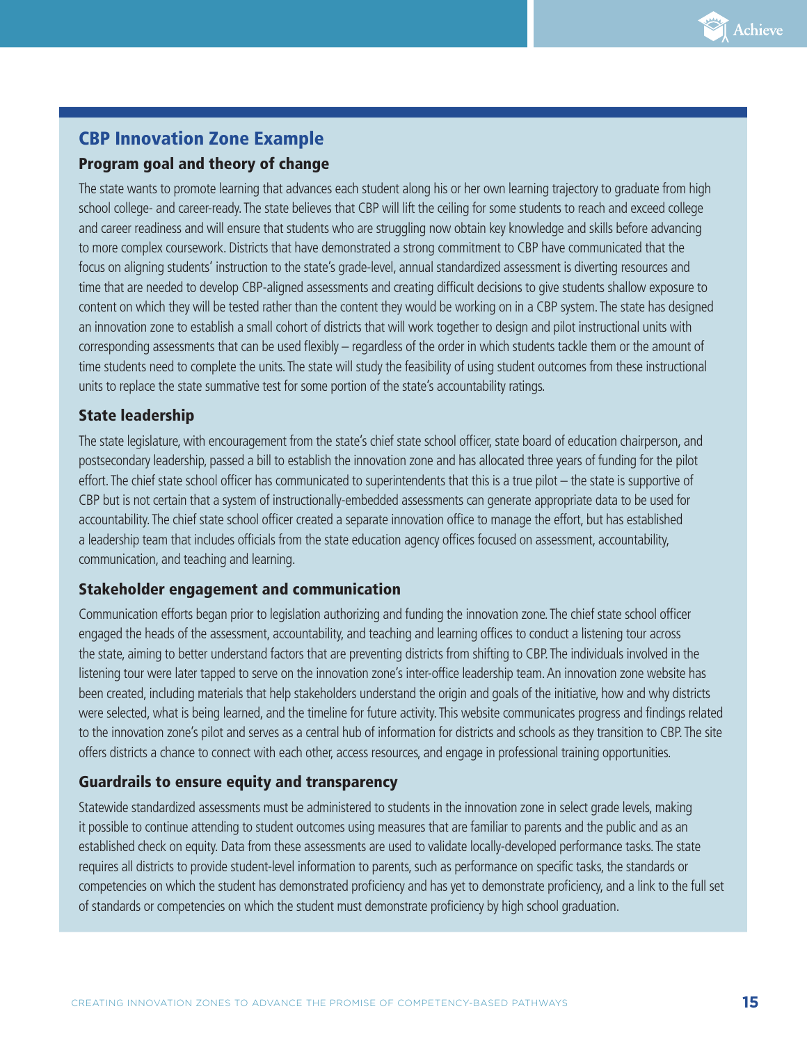## CBP Innovation Zone Example

### Program goal and theory of change

The state wants to promote learning that advances each student along his or her own learning trajectory to graduate from high school college- and career-ready. The state believes that CBP will lift the ceiling for some students to reach and exceed college and career readiness and will ensure that students who are struggling now obtain key knowledge and skills before advancing to more complex coursework. Districts that have demonstrated a strong commitment to CBP have communicated that the focus on aligning students' instruction to the state's grade-level, annual standardized assessment is diverting resources and time that are needed to develop CBP-aligned assessments and creating difficult decisions to give students shallow exposure to content on which they will be tested rather than the content they would be working on in a CBP system. The state has designed an innovation zone to establish a small cohort of districts that will work together to design and pilot instructional units with corresponding assessments that can be used flexibly – regardless of the order in which students tackle them or the amount of time students need to complete the units. The state will study the feasibility of using student outcomes from these instructional units to replace the state summative test for some portion of the state's accountability ratings.

### State leadership

The state legislature, with encouragement from the state's chief state school officer, state board of education chairperson, and postsecondary leadership, passed a bill to establish the innovation zone and has allocated three years of funding for the pilot effort. The chief state school officer has communicated to superintendents that this is a true pilot – the state is supportive of CBP but is not certain that a system of instructionally-embedded assessments can generate appropriate data to be used for accountability. The chief state school officer created a separate innovation office to manage the effort, but has established a leadership team that includes officials from the state education agency offices focused on assessment, accountability, communication, and teaching and learning.

### Stakeholder engagement and communication

Communication efforts began prior to legislation authorizing and funding the innovation zone. The chief state school officer engaged the heads of the assessment, accountability, and teaching and learning offices to conduct a listening tour across the state, aiming to better understand factors that are preventing districts from shifting to CBP. The individuals involved in the listening tour were later tapped to serve on the innovation zone's inter-office leadership team. An innovation zone website has been created, including materials that help stakeholders understand the origin and goals of the initiative, how and why districts were selected, what is being learned, and the timeline for future activity. This website communicates progress and findings related to the innovation zone's pilot and serves as a central hub of information for districts and schools as they transition to CBP. The site offers districts a chance to connect with each other, access resources, and engage in professional training opportunities.

### Guardrails to ensure equity and transparency

Statewide standardized assessments must be administered to students in the innovation zone in select grade levels, making it possible to continue attending to student outcomes using measures that are familiar to parents and the public and as an established check on equity. Data from these assessments are used to validate locally-developed performance tasks. The state requires all districts to provide student-level information to parents, such as performance on specific tasks, the standards or competencies on which the student has demonstrated proficiency and has yet to demonstrate proficiency, and a link to the full set of standards or competencies on which the student must demonstrate proficiency by high school graduation.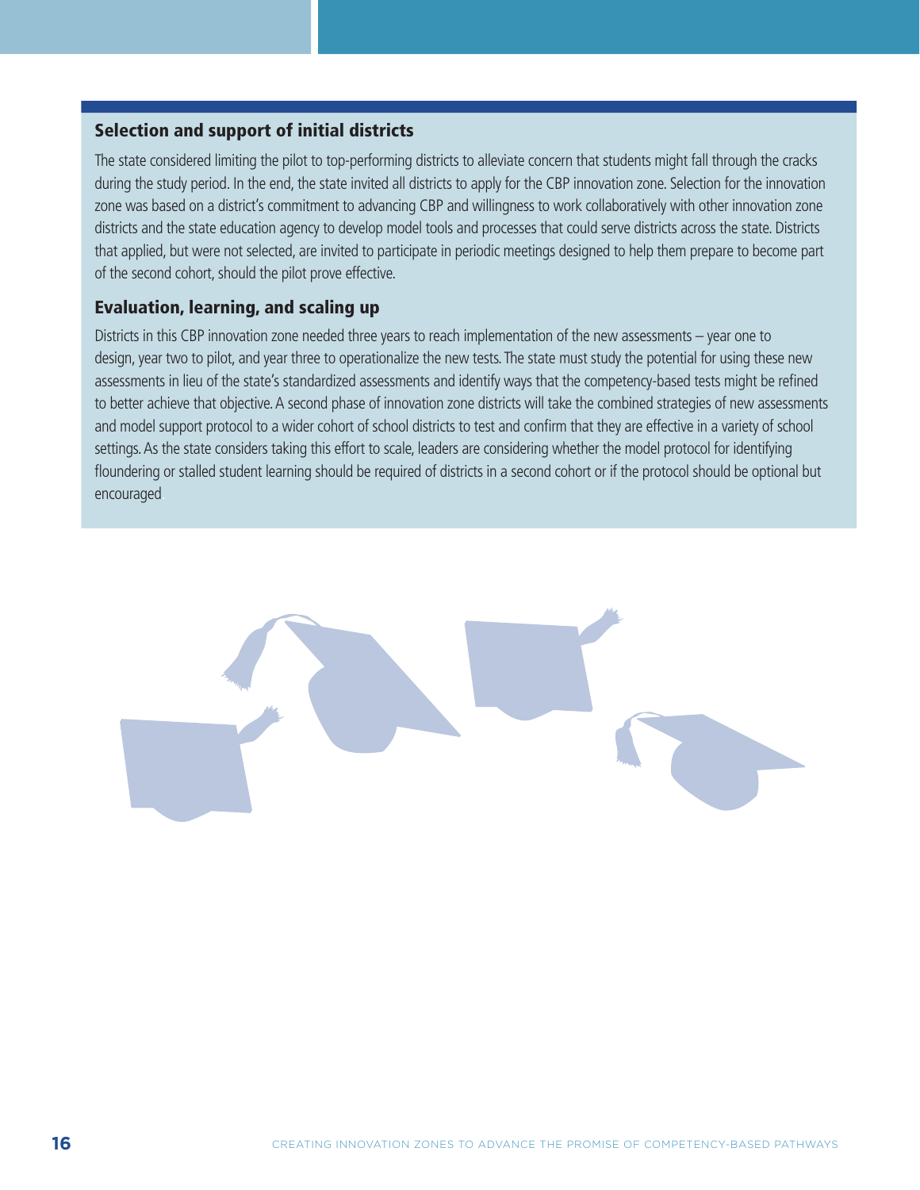### Selection and support of initial districts

The state considered limiting the pilot to top-performing districts to alleviate concern that students might fall through the cracks during the study period. In the end, the state invited all districts to apply for the CBP innovation zone. Selection for the innovation zone was based on a district's commitment to advancing CBP and willingness to work collaboratively with other innovation zone districts and the state education agency to develop model tools and processes that could serve districts across the state. Districts that applied, but were not selected, are invited to participate in periodic meetings designed to help them prepare to become part of the second cohort, should the pilot prove effective.

### Evaluation, learning, and scaling up

Districts in this CBP innovation zone needed three years to reach implementation of the new assessments – year one to design, year two to pilot, and year three to operationalize the new tests. The state must study the potential for using these new assessments in lieu of the state's standardized assessments and identify ways that the competency-based tests might be refined to better achieve that objective. A second phase of innovation zone districts will take the combined strategies of new assessments and model support protocol to a wider cohort of school districts to test and confirm that they are effective in a variety of school settings. As the state considers taking this effort to scale, leaders are considering whether the model protocol for identifying floundering or stalled student learning should be required of districts in a second cohort or if the protocol should be optional but encouraged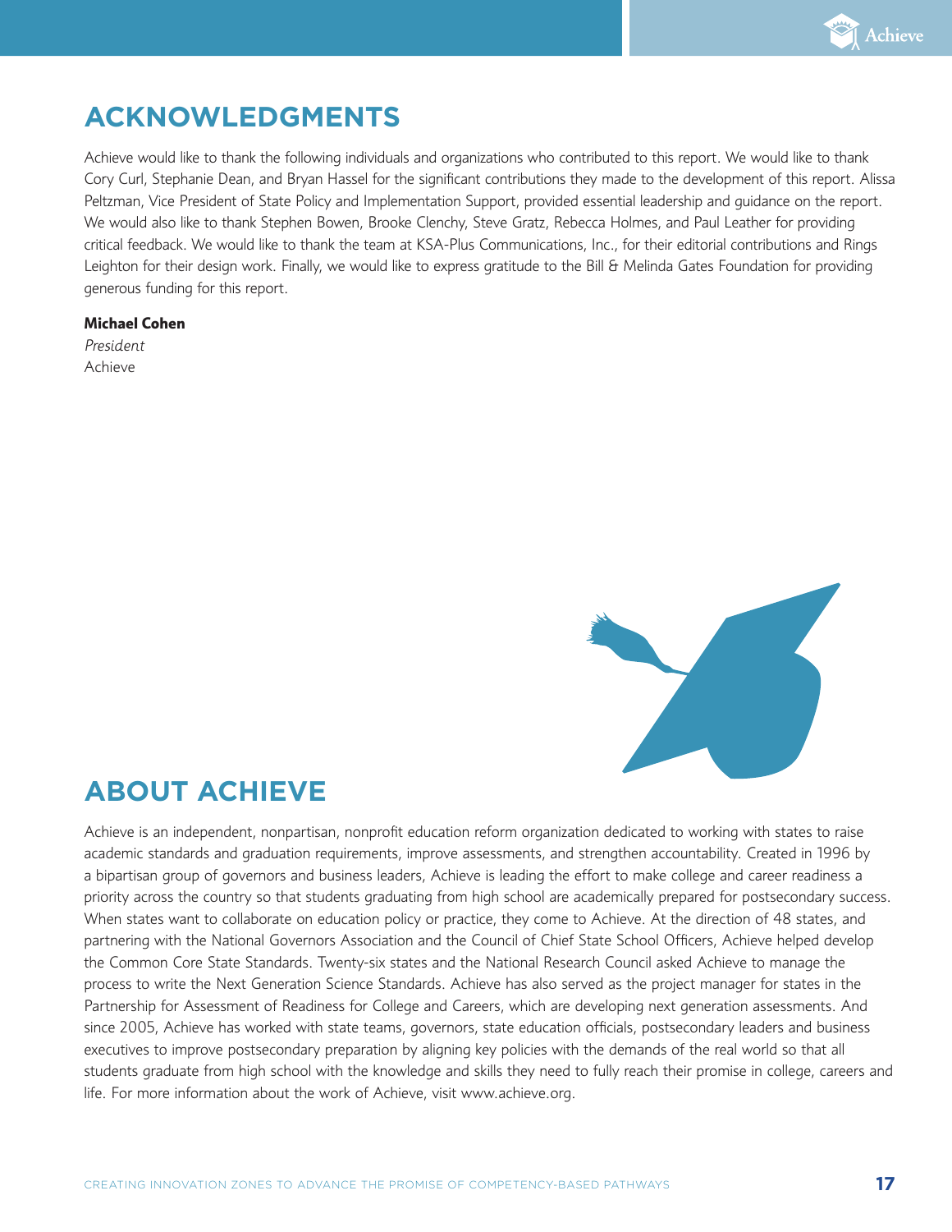## ACKNOWLEDGMENTS

Achieve would like to thank the following individuals and organizations who contributed to this report. We would like to thank Cory Curl, Stephanie Dean, and Bryan Hassel for the significant contributions they made to the development of this report. Alissa Peltzman, Vice President of State Policy and Implementation Support, provided essential leadership and guidance on the report. We would also like to thank Stephen Bowen, Brooke Clenchy, Steve Gratz, Rebecca Holmes, and Paul Leather for providing critical feedback. We would like to thank the team at KSA-Plus Communications, Inc., for their editorial contributions and Rings Leighton for their design work. Finally, we would like to express gratitude to the Bill & Melinda Gates Foundation for providing generous funding for this report.

**Michael Cohen**
*President*
Achieve

## ABOUT ACHIEVE

Achieve is an independent, nonpartisan, nonprofit education reform organization dedicated to working with states to raise academic standards and graduation requirements, improve assessments, and strengthen accountability. Created in 1996 by a bipartisan group of governors and business leaders, Achieve is leading the effort to make college and career readiness a priority across the country so that students graduating from high school are academically prepared for postsecondary success. When states want to collaborate on education policy or practice, they come to Achieve. At the direction of 48 states, and partnering with the National Governors Association and the Council of Chief State School Officers, Achieve helped develop the Common Core State Standards. Twenty-six states and the National Research Council asked Achieve to manage the process to write the Next Generation Science Standards. Achieve has also served as the project manager for states in the Partnership for Assessment of Readiness for College and Careers, which are developing next generation assessments. And since 2005, Achieve has worked with state teams, governors, state education officials, postsecondary leaders and business executives to improve postsecondary preparation by aligning key policies with the demands of the real world so that all students graduate from high school with the knowledge and skills they need to fully reach their promise in college, careers and life. For more information about the work of Achieve, visit www.achieve.org.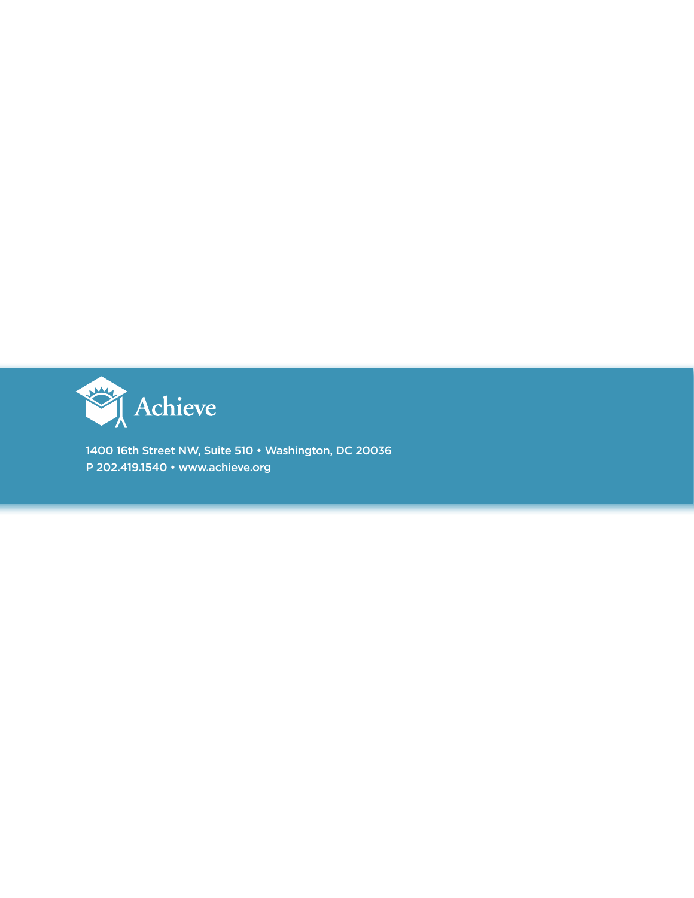Achieve

1400 16th Street NW, Suite 510 • Washington, DC 20036
P 202.419.1540 • www.achieve.org